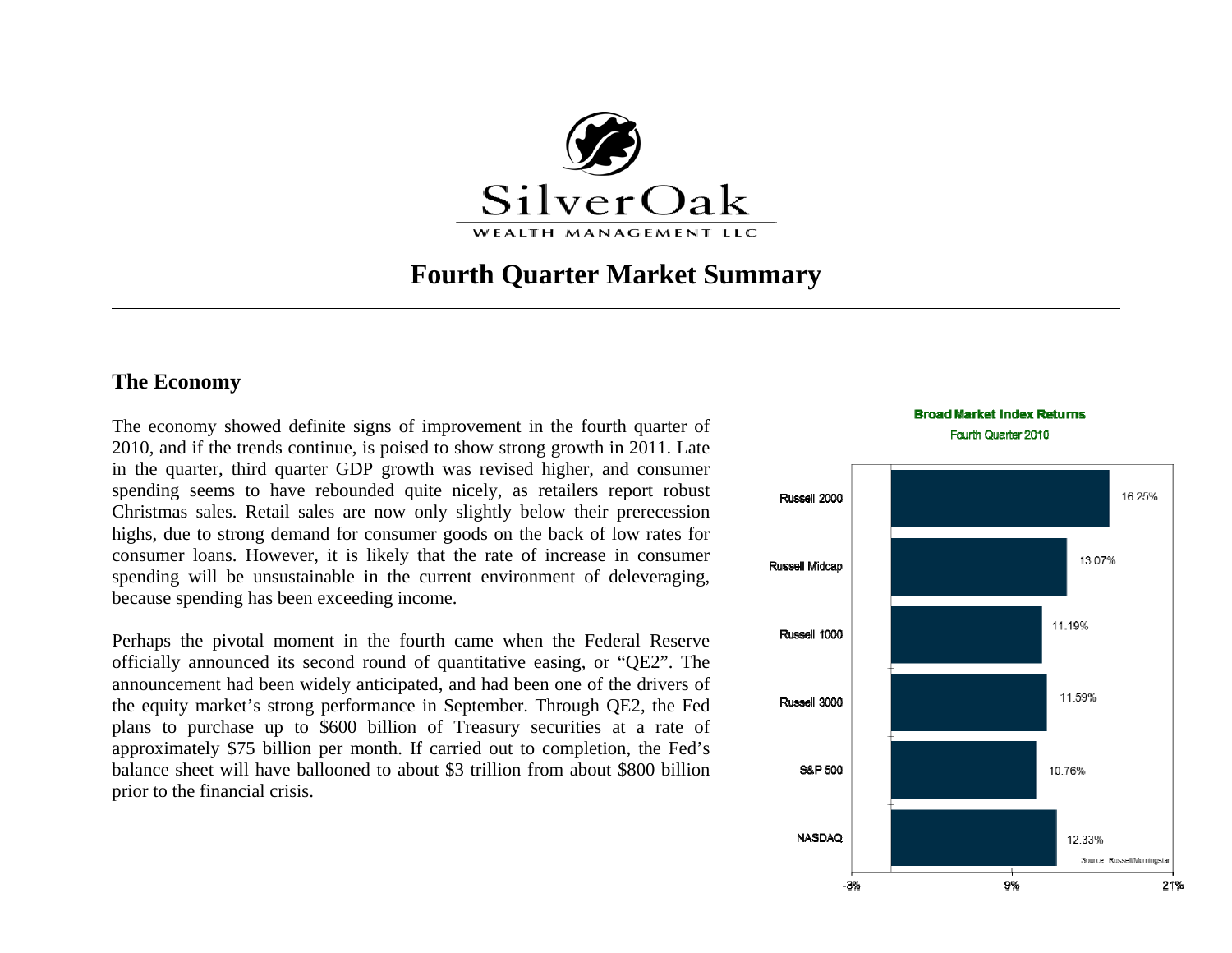SilverOak

WEALTH MANAGEMENT LLC

# Fourth Quarter Market Summary

## The Economy

The economy showed definite signs of improvement in the fourth quarter of 2010, and if the trends continue, is poised to show strong growth in 2011. Late in the quarter, third quarter GDP growth was revised higher, and consumer spending seems to have rebounded quite nicely, as retailers report robust Christmas sales. Retail sales are now only slightly below their prerecession highs, due to strong demand for consumer goods on the back of low rates for consumer loans. However, it is likely that the rate of increase in consumer spending will be unsustainable in the current environment of deleveraging, because spending has been exceeding income.

Perhaps the pivotal moment in the fourth came when the Federal Reserve officially announced its second round of quantitative easing, or "QE2". The announcement had been widely anticipated, and had been one of the drivers of the equity market's strong performance in September. Through QE2, the Fed plans to purchase up to $600 billion of Treasury securities at a rate of approximately $75 billion per month. If carried out to completion, the Fed's balance sheet will have ballooned to about $3 trillion from about $800 billion prior to the financial crisis.

**Broad Market Index Returns**

Fourth Quarter 2010

| Index | Return |
|---|---|
| Russell 2000 | 16.25% |
| Russell Midcap | 13.07% |
| Russell 1000 | 11.19% |
| Russell 3000 | 11.59% |
| S&P 500 | 10.76% |
| NASDAQ | 12.33% |

Source: Russell/Morningstar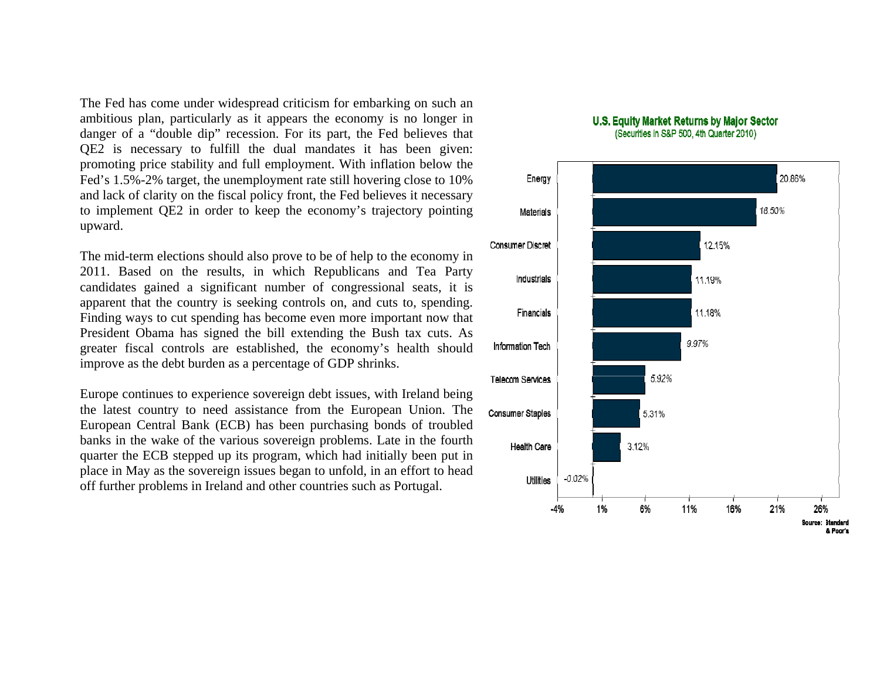The Fed has come under widespread criticism for embarking on such an ambitious plan, particularly as it appears the economy is no longer in danger of a "double dip" recession. For its part, the Fed believes that QE2 is necessary to fulfill the dual mandates it has been given: promoting price stability and full employment. With inflation below the Fed's 1.5%-2% target, the unemployment rate still hovering close to 10% and lack of clarity on the fiscal policy front, the Fed believes it necessary to implement QE2 in order to keep the economy's trajectory pointing upward.

The mid-term elections should also prove to be of help to the economy in 2011. Based on the results, in which Republicans and Tea Party candidates gained a significant number of congressional seats, it is apparent that the country is seeking controls on, and cuts to, spending. Finding ways to cut spending has become even more important now that President Obama has signed the bill extending the Bush tax cuts. As greater fiscal controls are established, the economy's health should improve as the debt burden as a percentage of GDP shrinks.

Europe continues to experience sovereign debt issues, with Ireland being the latest country to need assistance from the European Union. The European Central Bank (ECB) has been purchasing bonds of troubled banks in the wake of the various sovereign problems. Late in the fourth quarter the ECB stepped up its program, which had initially been put in place in May as the sovereign issues began to unfold, in an effort to head off further problems in Ireland and other countries such as Portugal.

**U.S. Equity Market Returns by Major Sector**
(Securities in S&P 500, 4th Quarter 2010)

| Sector | Return |
|---|---|
| Energy | 20.86% |
| Materials | 18.50% |
| Consumer Discret | 12.15% |
| Industrials | 11.19% |
| Financials | 11.18% |
| Information Tech | 9.97% |
| Telecom Services | 5.92% |
| Consumer Staples | 5.31% |
| Health Care | 3.12% |
| Utilities | -0.02% |

Source: Standard & Poor's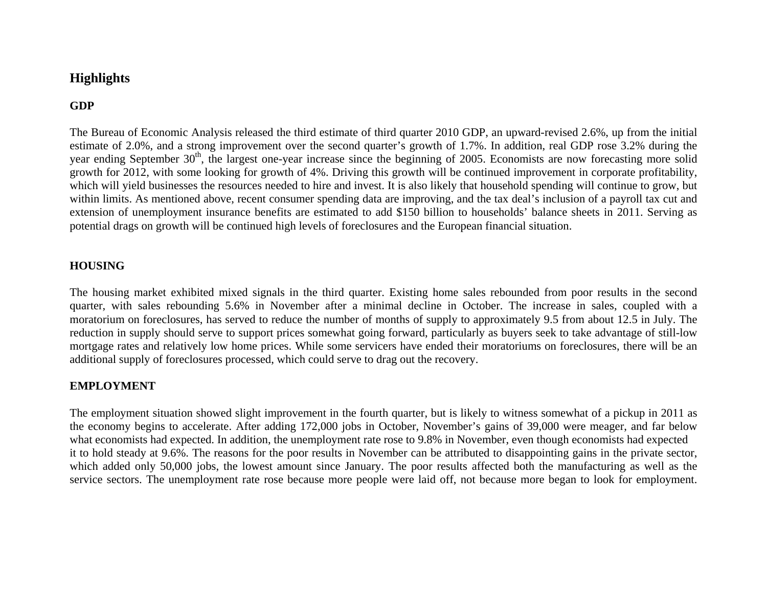## Highlights

### GDP

The Bureau of Economic Analysis released the third estimate of third quarter 2010 GDP, an upward-revised 2.6%, up from the initial estimate of 2.0%, and a strong improvement over the second quarter's growth of 1.7%. In addition, real GDP rose 3.2% during the year ending September 30th, the largest one-year increase since the beginning of 2005. Economists are now forecasting more solid growth for 2012, with some looking for growth of 4%. Driving this growth will be continued improvement in corporate profitability, which will yield businesses the resources needed to hire and invest. It is also likely that household spending will continue to grow, but within limits. As mentioned above, recent consumer spending data are improving, and the tax deal's inclusion of a payroll tax cut and extension of unemployment insurance benefits are estimated to add $150 billion to households' balance sheets in 2011. Serving as potential drags on growth will be continued high levels of foreclosures and the European financial situation.

### HOUSING

The housing market exhibited mixed signals in the third quarter. Existing home sales rebounded from poor results in the second quarter, with sales rebounding 5.6% in November after a minimal decline in October. The increase in sales, coupled with a moratorium on foreclosures, has served to reduce the number of months of supply to approximately 9.5 from about 12.5 in July. The reduction in supply should serve to support prices somewhat going forward, particularly as buyers seek to take advantage of still-low mortgage rates and relatively low home prices. While some servicers have ended their moratoriums on foreclosures, there will be an additional supply of foreclosures processed, which could serve to drag out the recovery.

### EMPLOYMENT

The employment situation showed slight improvement in the fourth quarter, but is likely to witness somewhat of a pickup in 2011 as the economy begins to accelerate. After adding 172,000 jobs in October, November's gains of 39,000 were meager, and far below what economists had expected. In addition, the unemployment rate rose to 9.8% in November, even though economists had expected it to hold steady at 9.6%. The reasons for the poor results in November can be attributed to disappointing gains in the private sector, which added only 50,000 jobs, the lowest amount since January. The poor results affected both the manufacturing as well as the service sectors. The unemployment rate rose because more people were laid off, not because more began to look for employment.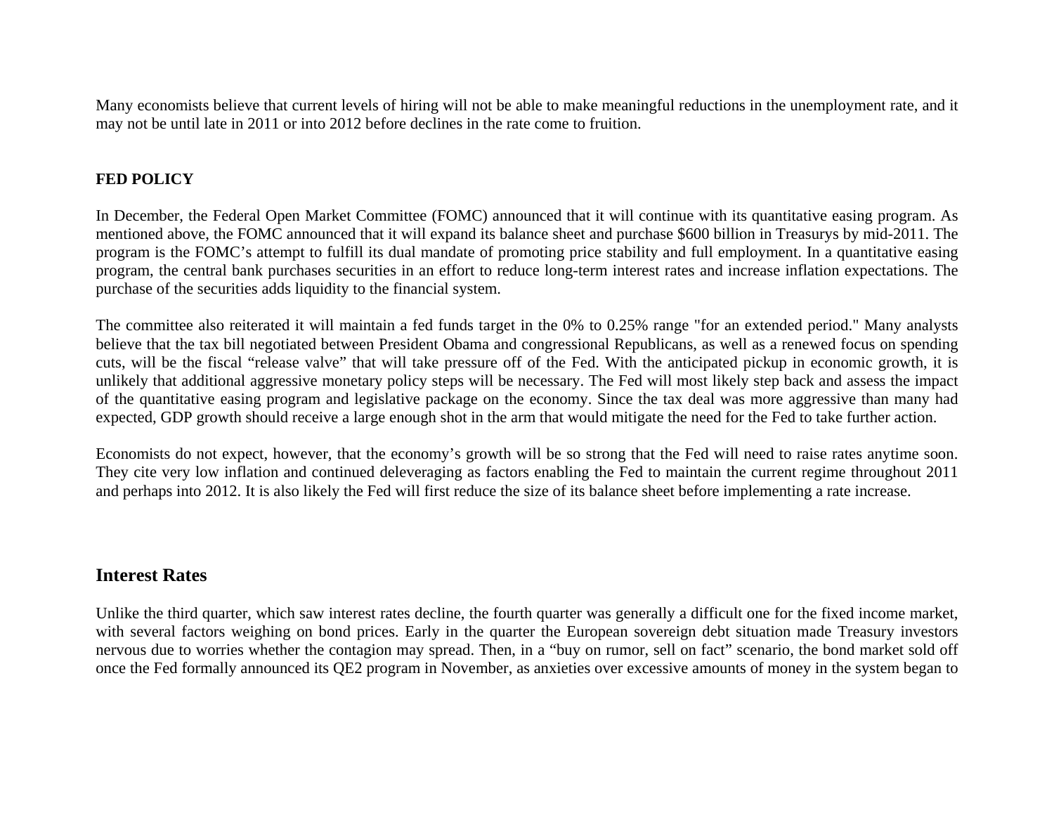Many economists believe that current levels of hiring will not be able to make meaningful reductions in the unemployment rate, and it may not be until late in 2011 or into 2012 before declines in the rate come to fruition.

**FED POLICY**

In December, the Federal Open Market Committee (FOMC) announced that it will continue with its quantitative easing program. As mentioned above, the FOMC announced that it will expand its balance sheet and purchase $600 billion in Treasurys by mid-2011. The program is the FOMC's attempt to fulfill its dual mandate of promoting price stability and full employment. In a quantitative easing program, the central bank purchases securities in an effort to reduce long-term interest rates and increase inflation expectations. The purchase of the securities adds liquidity to the financial system.

The committee also reiterated it will maintain a fed funds target in the 0% to 0.25% range "for an extended period." Many analysts believe that the tax bill negotiated between President Obama and congressional Republicans, as well as a renewed focus on spending cuts, will be the fiscal "release valve" that will take pressure off of the Fed. With the anticipated pickup in economic growth, it is unlikely that additional aggressive monetary policy steps will be necessary. The Fed will most likely step back and assess the impact of the quantitative easing program and legislative package on the economy. Since the tax deal was more aggressive than many had expected, GDP growth should receive a large enough shot in the arm that would mitigate the need for the Fed to take further action.

Economists do not expect, however, that the economy's growth will be so strong that the Fed will need to raise rates anytime soon. They cite very low inflation and continued deleveraging as factors enabling the Fed to maintain the current regime throughout 2011 and perhaps into 2012. It is also likely the Fed will first reduce the size of its balance sheet before implementing a rate increase.

## Interest Rates

Unlike the third quarter, which saw interest rates decline, the fourth quarter was generally a difficult one for the fixed income market, with several factors weighing on bond prices. Early in the quarter the European sovereign debt situation made Treasury investors nervous due to worries whether the contagion may spread. Then, in a "buy on rumor, sell on fact" scenario, the bond market sold off once the Fed formally announced its QE2 program in November, as anxieties over excessive amounts of money in the system began to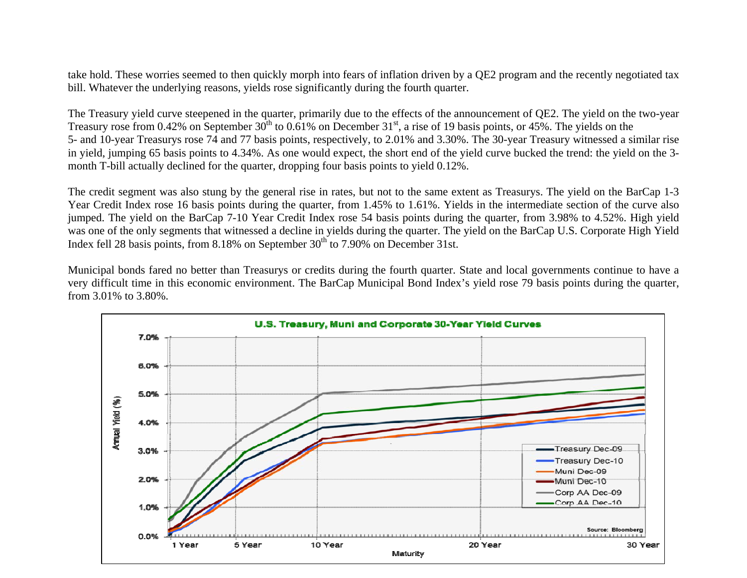take hold. These worries seemed to then quickly morph into fears of inflation driven by a QE2 program and the recently negotiated tax bill. Whatever the underlying reasons, yields rose significantly during the fourth quarter.

The Treasury yield curve steepened in the quarter, primarily due to the effects of the announcement of QE2. The yield on the two-year Treasury rose from 0.42% on September 30th to 0.61% on December 31st, a rise of 19 basis points, or 45%. The yields on the 5- and 10-year Treasurys rose 74 and 77 basis points, respectively, to 2.01% and 3.30%. The 30-year Treasury witnessed a similar rise in yield, jumping 65 basis points to 4.34%. As one would expect, the short end of the yield curve bucked the trend: the yield on the 3-month T-bill actually declined for the quarter, dropping four basis points to yield 0.12%.

The credit segment was also stung by the general rise in rates, but not to the same extent as Treasurys. The yield on the BarCap 1-3 Year Credit Index rose 16 basis points during the quarter, from 1.45% to 1.61%. Yields in the intermediate section of the curve also jumped. The yield on the BarCap 7-10 Year Credit Index rose 54 basis points during the quarter, from 3.98% to 4.52%. High yield was one of the only segments that witnessed a decline in yields during the quarter. The yield on the BarCap U.S. Corporate High Yield Index fell 28 basis points, from 8.18% on September 30th to 7.90% on December 31st.

Municipal bonds fared no better than Treasurys or credits during the fourth quarter. State and local governments continue to have a very difficult time in this economic environment. The BarCap Municipal Bond Index's yield rose 79 basis points during the quarter, from 3.01% to 3.80%.

**U.S. Treasury, Muni and Corporate 30-Year Yield Curves**

Legend: Treasury Dec-09, Treasury Dec-10, Muni Dec-09, Muni Dec-10, Corp AA Dec-09, Corp AA Dec-10

Annual Yield (%) vs. Maturity (1 Year, 5 Year, 10 Year, 20 Year, 30 Year)

Source: Bloomberg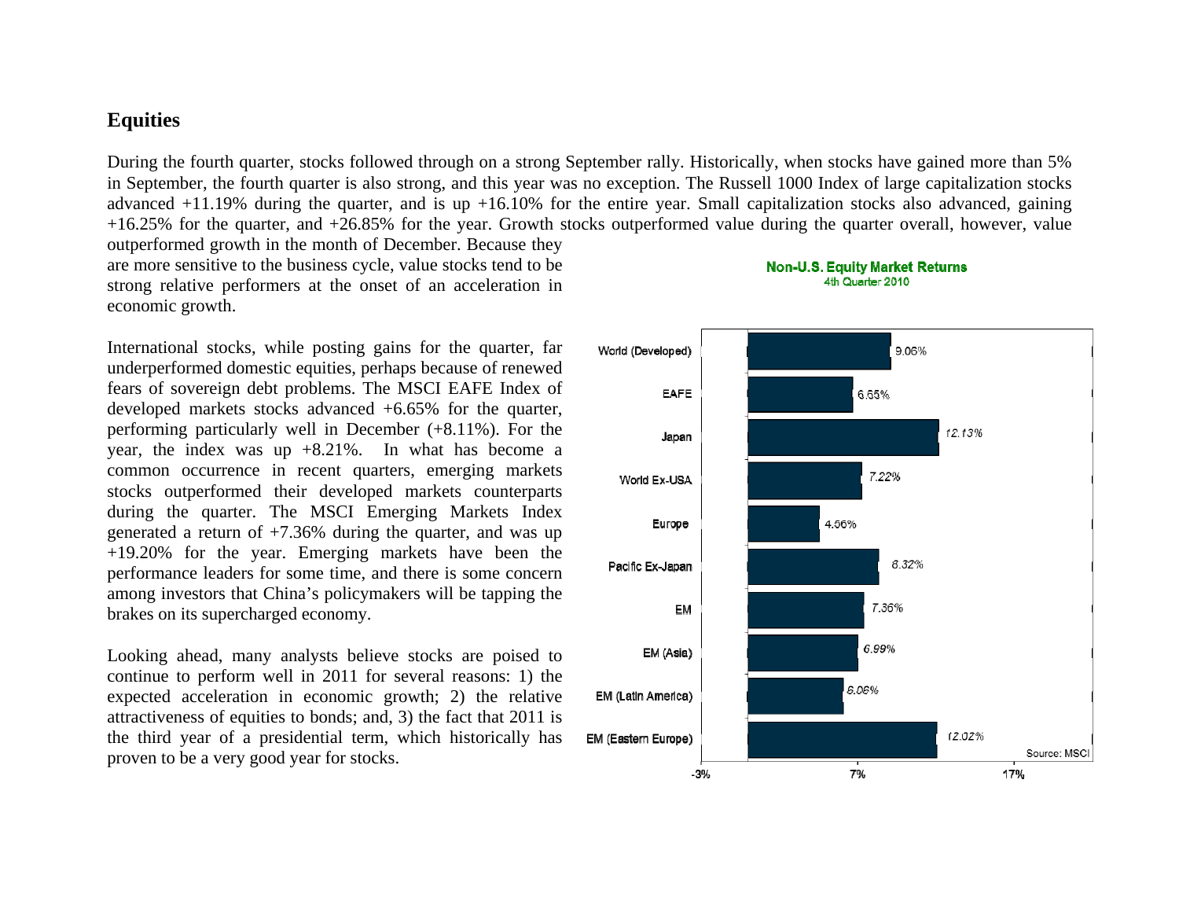## Equities

During the fourth quarter, stocks followed through on a strong September rally. Historically, when stocks have gained more than 5% in September, the fourth quarter is also strong, and this year was no exception. The Russell 1000 Index of large capitalization stocks advanced +11.19% during the quarter, and is up +16.10% for the entire year. Small capitalization stocks also advanced, gaining +16.25% for the quarter, and +26.85% for the year. Growth stocks outperformed value during the quarter overall, however, value outperformed growth in the month of December. Because they are more sensitive to the business cycle, value stocks tend to be strong relative performers at the onset of an acceleration in economic growth.

International stocks, while posting gains for the quarter, far underperformed domestic equities, perhaps because of renewed fears of sovereign debt problems. The MSCI EAFE Index of developed markets stocks advanced +6.65% for the quarter, performing particularly well in December (+8.11%). For the year, the index was up +8.21%. In what has become a common occurrence in recent quarters, emerging markets stocks outperformed their developed markets counterparts during the quarter. The MSCI Emerging Markets Index generated a return of +7.36% during the quarter, and was up +19.20% for the year. Emerging markets have been the performance leaders for some time, and there is some concern among investors that China's policymakers will be tapping the brakes on its supercharged economy.

Looking ahead, many analysts believe stocks are poised to continue to perform well in 2011 for several reasons: 1) the expected acceleration in economic growth; 2) the relative attractiveness of equities to bonds; and, 3) the fact that 2011 is the third year of a presidential term, which historically has proven to be a very good year for stocks.

**Non-U.S. Equity Market Returns**
4th Quarter 2010

World (Developed) 9.06%
EAFE 6.65%
Japan 12.13%
World Ex-USA 7.22%
Europe 4.56%
Pacific Ex-Japan 8.32%
EM 7.36%
EM (Asia) 6.99%
EM (Latin America) 6.06%
EM (Eastern Europe) 12.02%

-3% 7% 17%

Source: MSCI